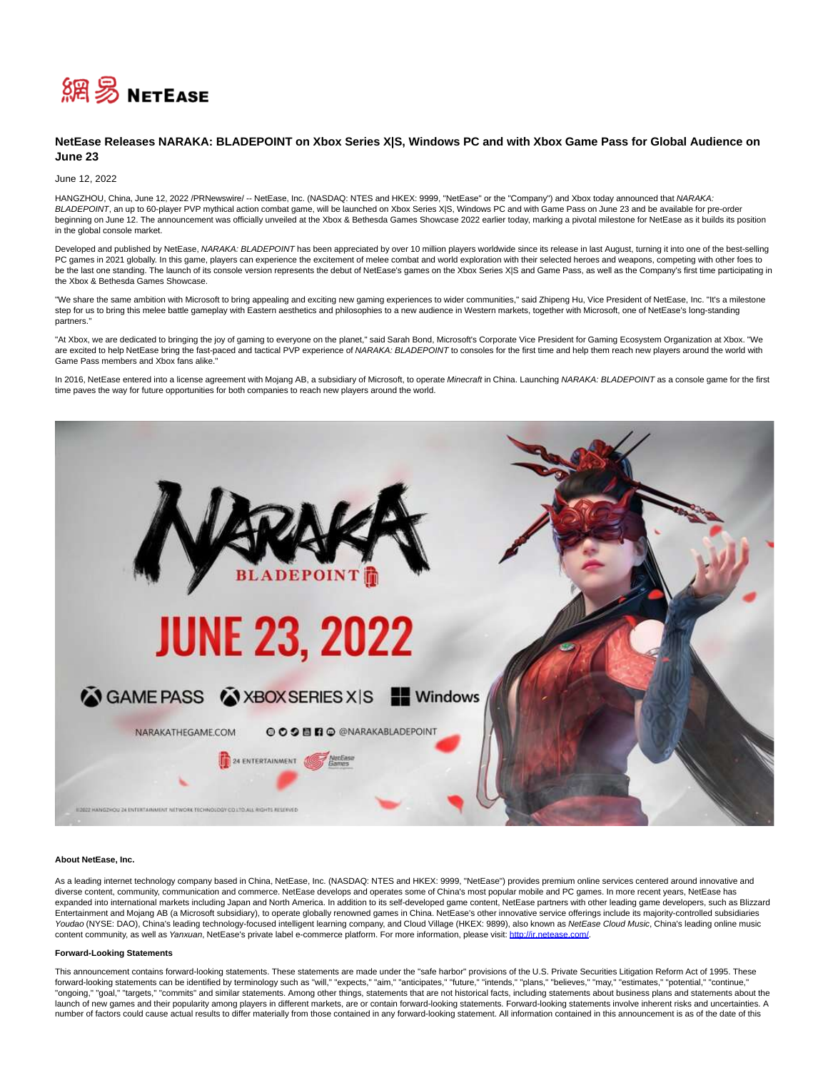# NetEase Releases NARAKA: BLADEPOINT on Xbox Series X|S, Windows PC and with Xbox Game Pass for Global Audience on June 23

June 12, 2022

HANGZHOU, China, June 12, 2022 /PRNewswire/ -- NetEase, Inc. (NASDAQ: NTES and HKEX: 9999, "NetEase" or the "Company") and Xbox today announced that *NARAKA: BLADEPOINT*, an up to 60-player PVP mythical action combat game, will be launched on Xbox Series X|S, Windows PC and with Game Pass on June 23 and be available for pre-order beginning on June 12. The announcement was officially unveiled at the Xbox & Bethesda Games Showcase 2022 earlier today, marking a pivotal milestone for NetEase as it builds its position in the global console market.

Developed and published by NetEase, *NARAKA: BLADEPOINT* has been appreciated by over 10 million players worldwide since its release in last August, turning it into one of the best-selling PC games in 2021 globally. In this game, players can experience the excitement of melee combat and world exploration with their selected heroes and weapons, competing with other foes to be the last one standing. The launch of its console version represents the debut of NetEase's games on the Xbox Series X|S and Game Pass, as well as the Company's first time participating in the Xbox & Bethesda Games Showcase.

"We share the same ambition with Microsoft to bring appealing and exciting new gaming experiences to wider communities," said Zhipeng Hu, Vice President of NetEase, Inc. "It's a milestone step for us to bring this melee battle gameplay with Eastern aesthetics and philosophies to a new audience in Western markets, together with Microsoft, one of NetEase's long-standing partners."

"At Xbox, we are dedicated to bringing the joy of gaming to everyone on the planet," said Sarah Bond, Microsoft's Corporate Vice President for Gaming Ecosystem Organization at Xbox. "We are excited to help NetEase bring the fast-paced and tactical PVP experience of *NARAKA: BLADEPOINT* to consoles for the first time and help them reach new players around the world with Game Pass members and Xbox fans alike."

In 2016, NetEase entered into a license agreement with Mojang AB, a subsidiary of Microsoft, to operate *Minecraft* in China. Launching *NARAKA: BLADEPOINT* as a console game for the first time paves the way for future opportunities for both companies to reach new players around the world.

**About NetEase, Inc.**

As a leading internet technology company based in China, NetEase, Inc. (NASDAQ: NTES and HKEX: 9999, "NetEase") provides premium online services centered around innovative and diverse content, community, communication and commerce. NetEase develops and operates some of China's most popular mobile and PC games. In more recent years, NetEase has expanded into international markets including Japan and North America. In addition to its self-developed game content, NetEase partners with other leading game developers, such as Blizzard Entertainment and Mojang AB (a Microsoft subsidiary), to operate globally renowned games in China. NetEase's other innovative service offerings include its majority-controlled subsidiaries *Youdao* (NYSE: DAO), China's leading technology-focused intelligent learning company, and Cloud Village (HKEX: 9899), also known as *NetEase Cloud Music*, China's leading online music content community, as well as *Yanxuan*, NetEase's private label e-commerce platform. For more information, please visit: http://ir.netease.com/.

**Forward-Looking Statements**

This announcement contains forward-looking statements. These statements are made under the "safe harbor" provisions of the U.S. Private Securities Litigation Reform Act of 1995. These forward-looking statements can be identified by terminology such as "will," "expects," "aim," "anticipates," "future," "intends," "plans," "believes," "may," "estimates," "potential," "continue," "ongoing," "goal," "targets," "commits" and similar statements. Among other things, statements that are not historical facts, including statements about business plans and statements about the launch of new games and their popularity among players in different markets, are or contain forward-looking statements. Forward-looking statements involve inherent risks and uncertainties. A number of factors could cause actual results to differ materially from those contained in any forward-looking statement. All information contained in this announcement is as of the date of this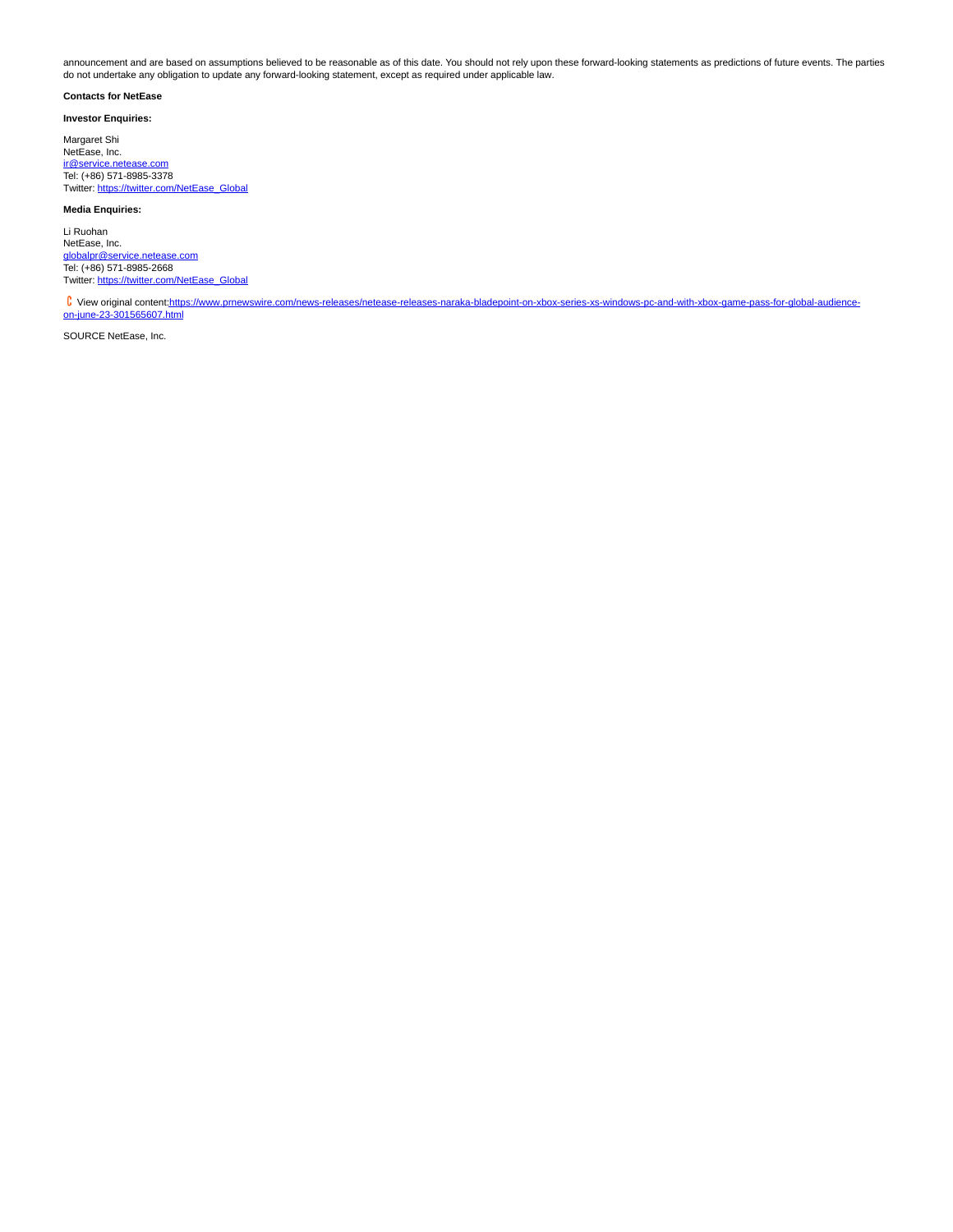announcement and are based on assumptions believed to be reasonable as of this date. You should not rely upon these forward-looking statements as predictions of future events. The parties do not undertake any obligation to update any forward-looking statement, except as required under applicable law.

**Contacts for NetEase**

**Investor Enquiries:**

Margaret Shi
NetEase, Inc.
ir@service.netease.com
Tel: (+86) 571-8985-3378
Twitter: https://twitter.com/NetEase_Global

**Media Enquiries:**

Li Ruohan
NetEase, Inc.
globalpr@service.netease.com
Tel: (+86) 571-8985-2668
Twitter: https://twitter.com/NetEase_Global

View original content:https://www.prnewswire.com/news-releases/netease-releases-naraka-bladepoint-on-xbox-series-xs-windows-pc-and-with-xbox-game-pass-for-global-audience-on-june-23-301565607.html

SOURCE NetEase, Inc.